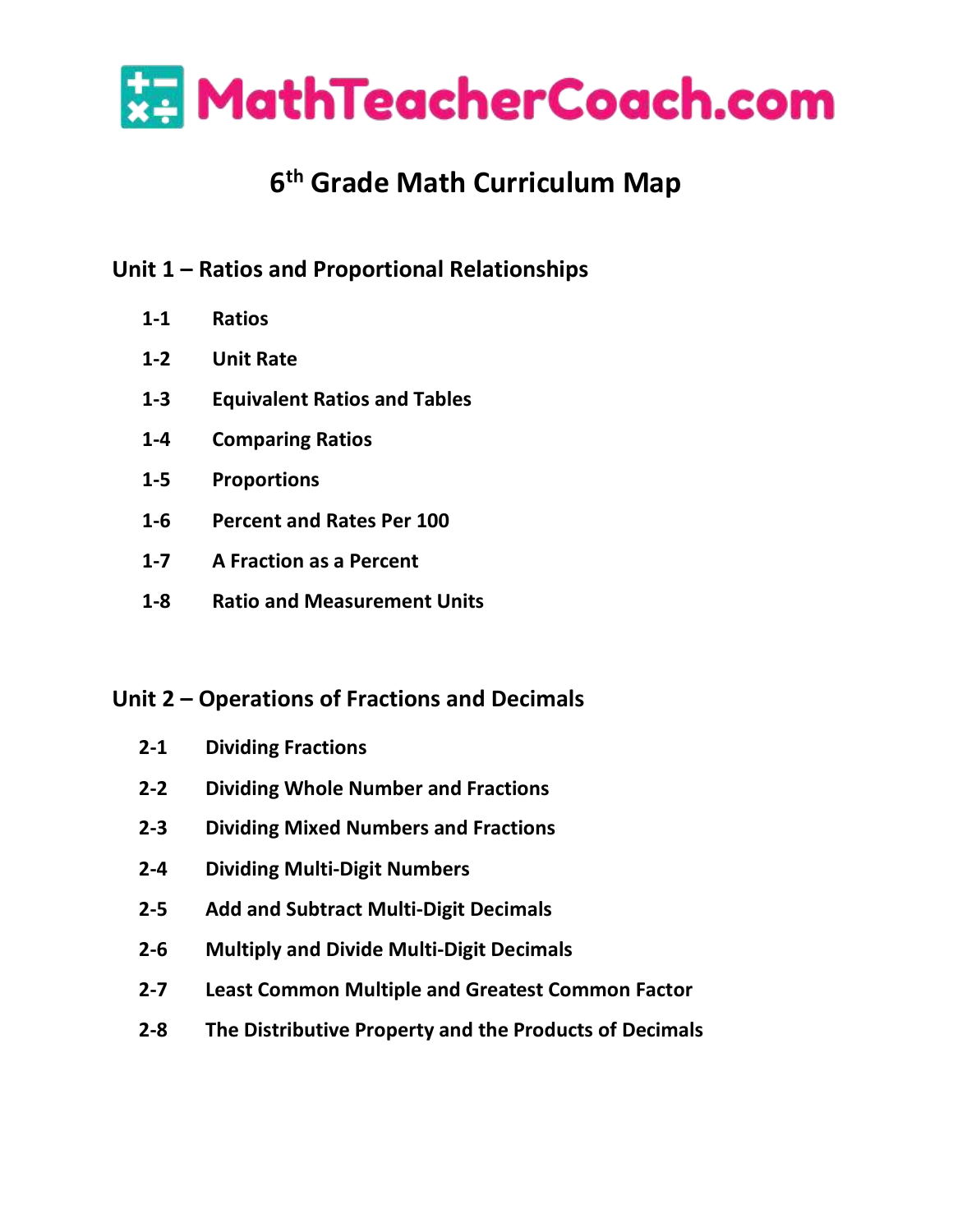# MathTeacherCoach.com

## 6th Grade Math Curriculum Map

### Unit 1 – Ratios and Proportional Relationships

- **1-1** Ratios
- **1-2** Unit Rate
- **1-3** Equivalent Ratios and Tables
- **1-4** Comparing Ratios
- **1-5** Proportions
- **1-6** Percent and Rates Per 100
- **1-7** A Fraction as a Percent
- **1-8** Ratio and Measurement Units

### Unit 2 – Operations of Fractions and Decimals

- **2-1** Dividing Fractions
- **2-2** Dividing Whole Number and Fractions
- **2-3** Dividing Mixed Numbers and Fractions
- **2-4** Dividing Multi-Digit Numbers
- **2-5** Add and Subtract Multi-Digit Decimals
- **2-6** Multiply and Divide Multi-Digit Decimals
- **2-7** Least Common Multiple and Greatest Common Factor
- **2-8** The Distributive Property and the Products of Decimals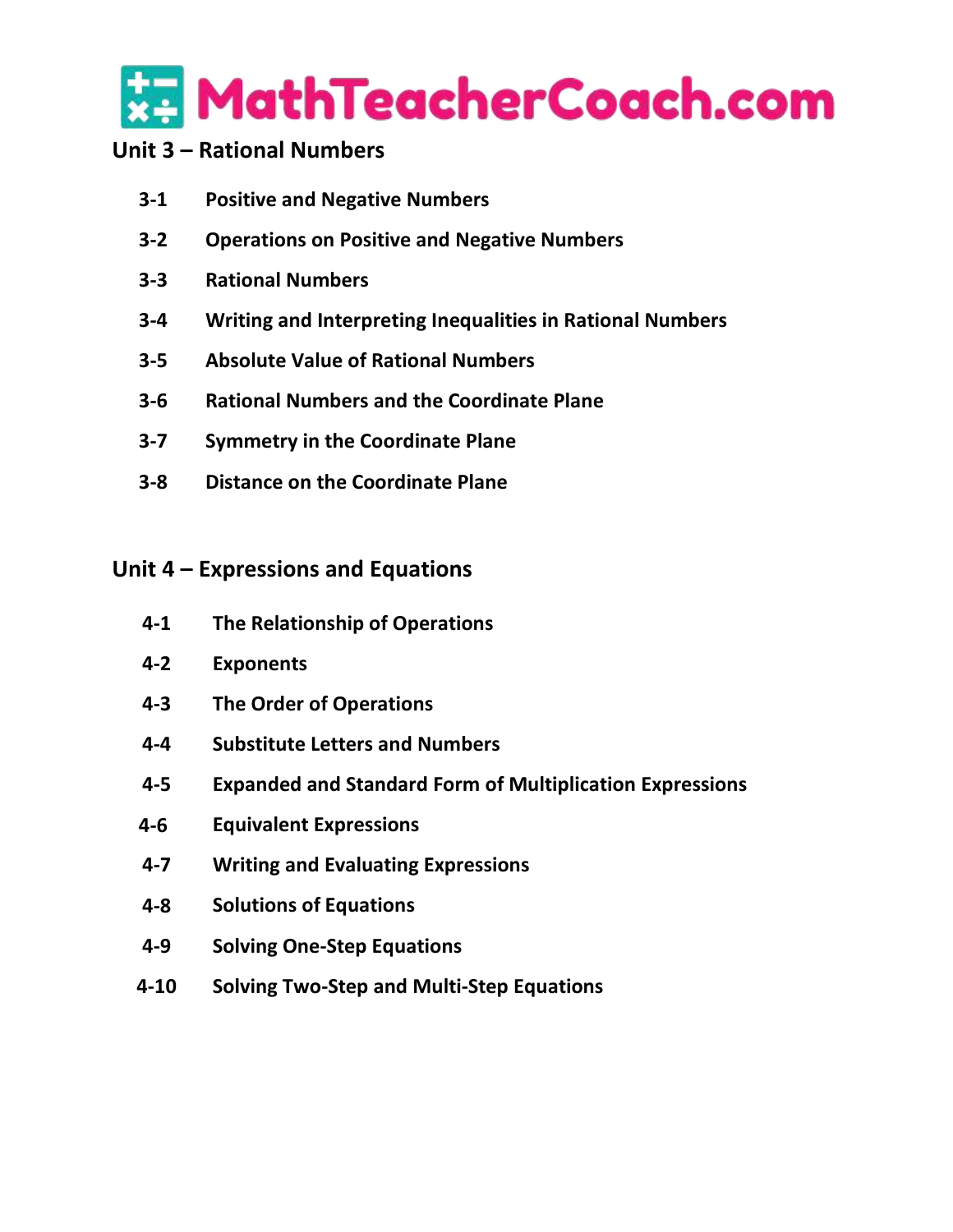MathTeacherCoach.com

## Unit 3 – Rational Numbers

- 3-1 Positive and Negative Numbers
- 3-2 Operations on Positive and Negative Numbers
- 3-3 Rational Numbers
- 3-4 Writing and Interpreting Inequalities in Rational Numbers
- 3-5 Absolute Value of Rational Numbers
- 3-6 Rational Numbers and the Coordinate Plane
- 3-7 Symmetry in the Coordinate Plane
- 3-8 Distance on the Coordinate Plane

## Unit 4 – Expressions and Equations

- 4-1 The Relationship of Operations
- 4-2 Exponents
- 4-3 The Order of Operations
- 4-4 Substitute Letters and Numbers
- 4-5 Expanded and Standard Form of Multiplication Expressions
- 4-6 Equivalent Expressions
- 4-7 Writing and Evaluating Expressions
- 4-8 Solutions of Equations
- 4-9 Solving One-Step Equations
- 4-10 Solving Two-Step and Multi-Step Equations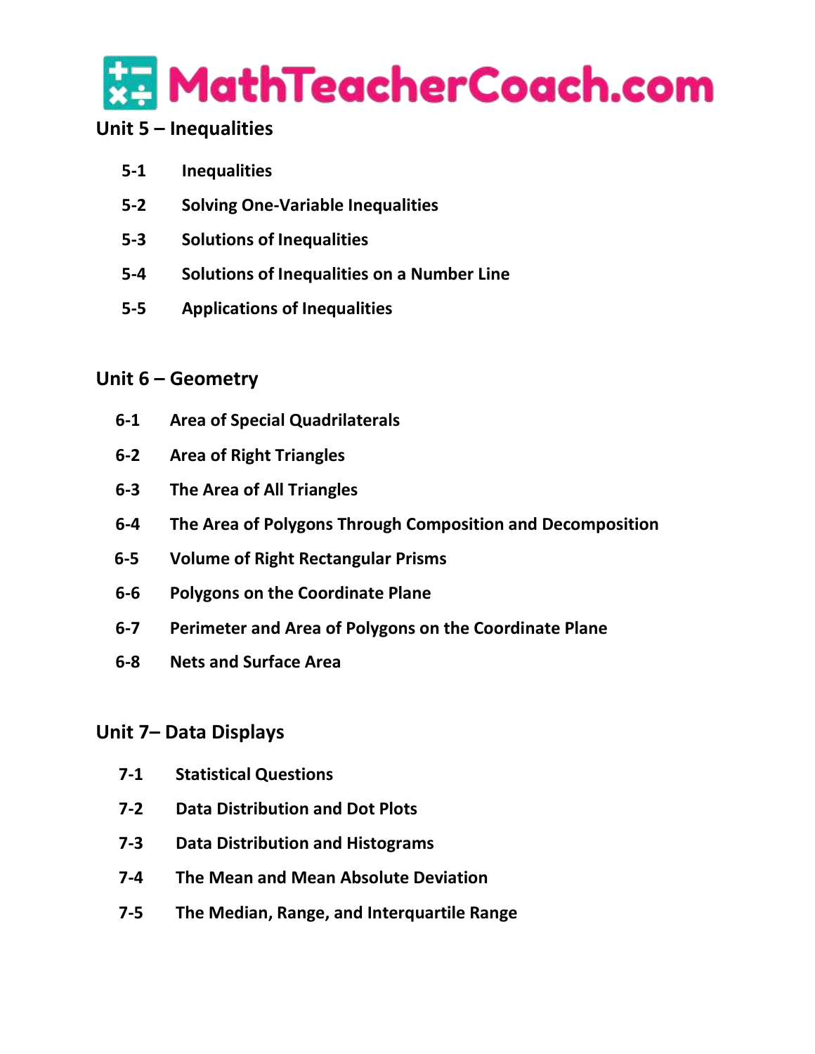## Unit 5 – Inequalities

- 5-1 Inequalities
- 5-2 Solving One-Variable Inequalities
- 5-3 Solutions of Inequalities
- 5-4 Solutions of Inequalities on a Number Line
- 5-5 Applications of Inequalities

## Unit 6 – Geometry

- 6-1 Area of Special Quadrilaterals
- 6-2 Area of Right Triangles
- 6-3 The Area of All Triangles
- 6-4 The Area of Polygons Through Composition and Decomposition
- 6-5 Volume of Right Rectangular Prisms
- 6-6 Polygons on the Coordinate Plane
- 6-7 Perimeter and Area of Polygons on the Coordinate Plane
- 6-8 Nets and Surface Area

## Unit 7– Data Displays

- 7-1 Statistical Questions
- 7-2 Data Distribution and Dot Plots
- 7-3 Data Distribution and Histograms
- 7-4 The Mean and Mean Absolute Deviation
- 7-5 The Median, Range, and Interquartile Range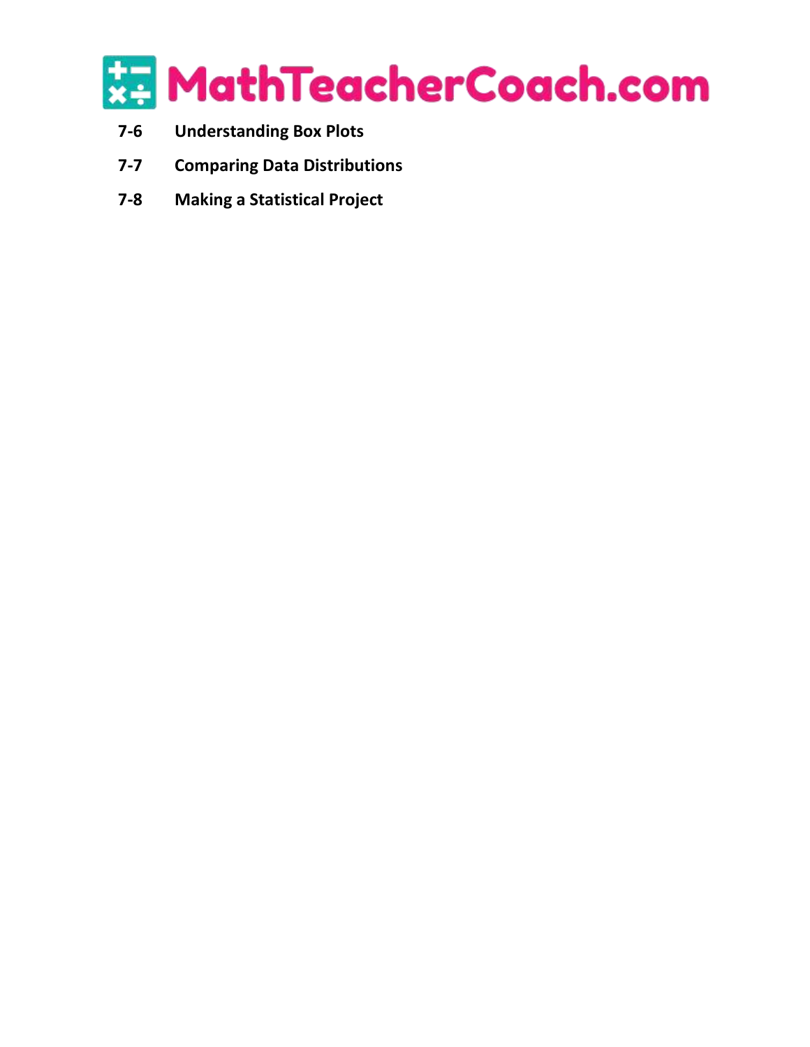7-6 Understanding Box Plots

7-7 Comparing Data Distributions

7-8 Making a Statistical Project